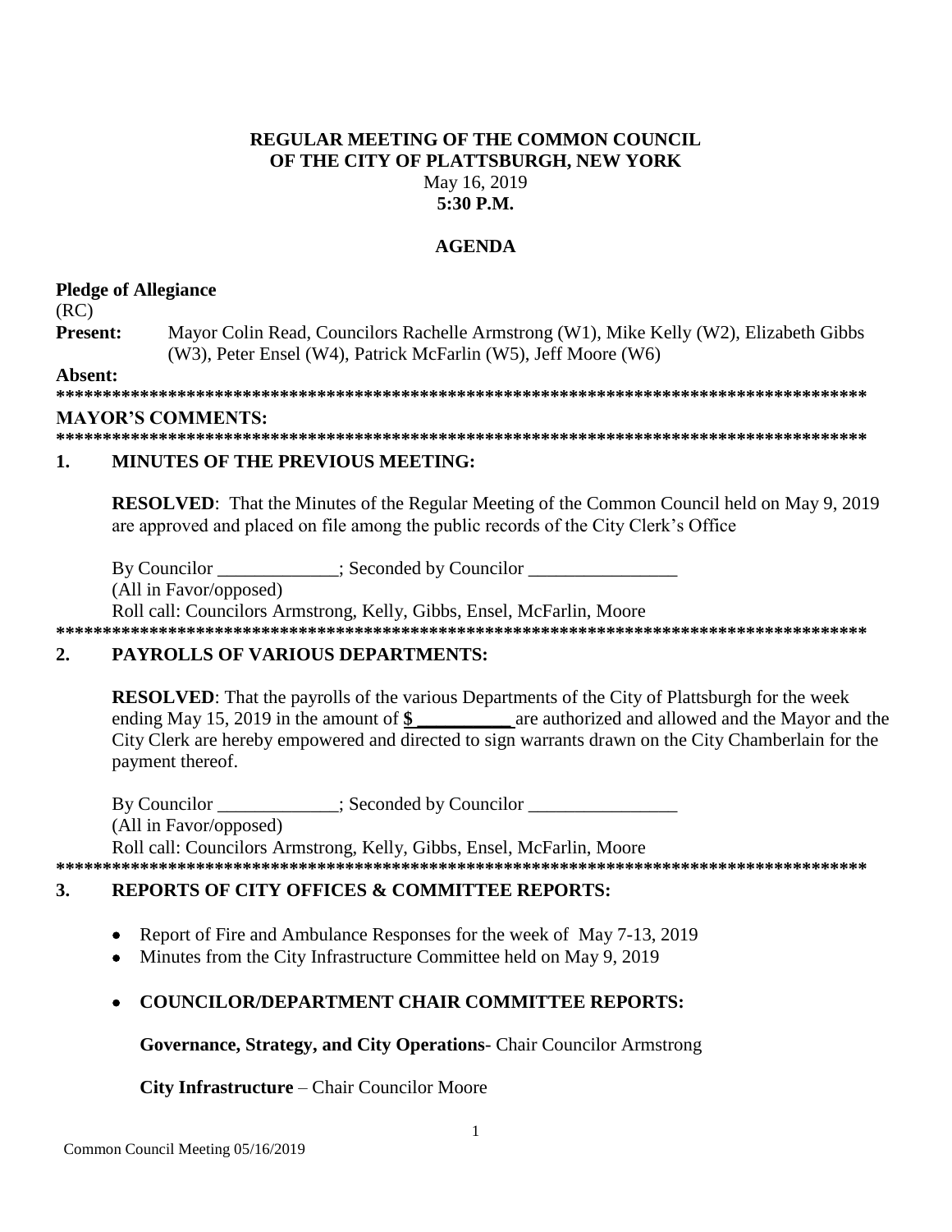**REGULAR MEETING OF THE COMMON COUNCIL**
**OF THE CITY OF PLATTSBURGH, NEW YORK**
May 16, 2019
**5:30 P.M.**

**AGENDA**

**Pledge of Allegiance**

(RC)

**Present:** Mayor Colin Read, Councilors Rachelle Armstrong (W1), Mike Kelly (W2), Elizabeth Gibbs (W3), Peter Ensel (W4), Patrick McFarlin (W5), Jeff Moore (W6)

**Absent:**

**\*\*\*\*\*\*\*\*\*\*\*\*\*\*\*\*\*\*\*\*\*\*\*\*\*\*\*\*\*\*\*\*\*\*\*\*\*\*\*\*\*\*\*\*\*\*\*\*\*\*\*\*\*\*\*\*\*\*\*\*\*\*\*\*\*\*\*\*\*\*\*\*\*\*\*\*\*\*\*\*\*\*\*\*\*\*\*\***

**MAYOR'S COMMENTS:**

**\*\*\*\*\*\*\*\*\*\*\*\*\*\*\*\*\*\*\*\*\*\*\*\*\*\*\*\*\*\*\*\*\*\*\*\*\*\*\*\*\*\*\*\*\*\*\*\*\*\*\*\*\*\*\*\*\*\*\*\*\*\*\*\*\*\*\*\*\*\*\*\*\*\*\*\*\*\*\*\*\*\*\*\*\*\*\*\***

**1. MINUTES OF THE PREVIOUS MEETING:**

**RESOLVED**: That the Minutes of the Regular Meeting of the Common Council held on May 9, 2019 are approved and placed on file among the public records of the City Clerk's Office

By Councilor _____________; Seconded by Councilor ________________

(All in Favor/opposed)

Roll call: Councilors Armstrong, Kelly, Gibbs, Ensel, McFarlin, Moore

**\*\*\*\*\*\*\*\*\*\*\*\*\*\*\*\*\*\*\*\*\*\*\*\*\*\*\*\*\*\*\*\*\*\*\*\*\*\*\*\*\*\*\*\*\*\*\*\*\*\*\*\*\*\*\*\*\*\*\*\*\*\*\*\*\*\*\*\*\*\*\*\*\*\*\*\*\*\*\*\*\*\*\*\*\*\*\*\***

**2. PAYROLLS OF VARIOUS DEPARTMENTS:**

**RESOLVED**: That the payrolls of the various Departments of the City of Plattsburgh for the week ending May 15, 2019 in the amount of **$ __________** are authorized and allowed and the Mayor and the City Clerk are hereby empowered and directed to sign warrants drawn on the City Chamberlain for the payment thereof.

By Councilor _____________; Seconded by Councilor ________________

(All in Favor/opposed)

Roll call: Councilors Armstrong, Kelly, Gibbs, Ensel, McFarlin, Moore

**\*\*\*\*\*\*\*\*\*\*\*\*\*\*\*\*\*\*\*\*\*\*\*\*\*\*\*\*\*\*\*\*\*\*\*\*\*\*\*\*\*\*\*\*\*\*\*\*\*\*\*\*\*\*\*\*\*\*\*\*\*\*\*\*\*\*\*\*\*\*\*\*\*\*\*\*\*\*\*\*\*\*\*\*\*\*\*\***

**3. REPORTS OF CITY OFFICES & COMMITTEE REPORTS:**

- Report of Fire and Ambulance Responses for the week of May 7-13, 2019
- Minutes from the City Infrastructure Committee held on May 9, 2019
- **COUNCILOR/DEPARTMENT CHAIR COMMITTEE REPORTS:**

**Governance, Strategy, and City Operations**- Chair Councilor Armstrong

**City Infrastructure** – Chair Councilor Moore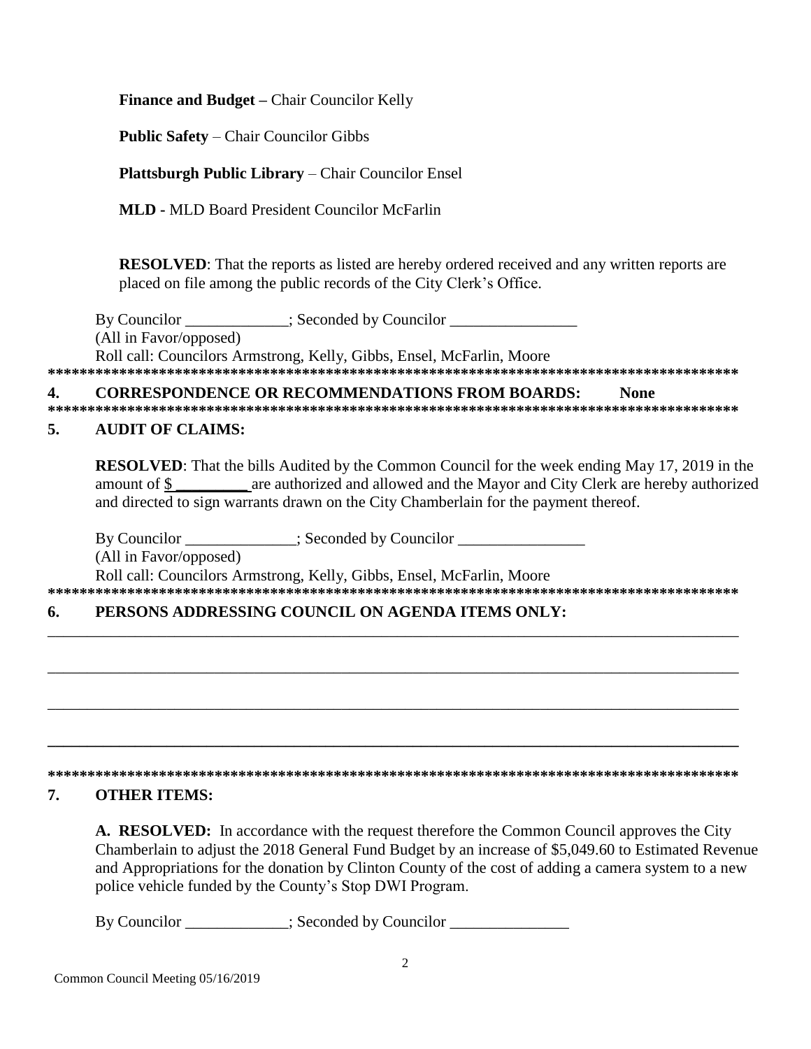**Finance and Budget –** Chair Councilor Kelly

**Public Safety** – Chair Councilor Gibbs

**Plattsburgh Public Library** – Chair Councilor Ensel

**MLD -** MLD Board President Councilor McFarlin

**RESOLVED**: That the reports as listed are hereby ordered received and any written reports are placed on file among the public records of the City Clerk's Office.

By Councilor _____________; Seconded by Councilor ________________
(All in Favor/opposed)
Roll call: Councilors Armstrong, Kelly, Gibbs, Ensel, McFarlin, Moore

*******************************************************************************************

## 4. CORRESPONDENCE OR RECOMMENDATIONS FROM BOARDS: None

*******************************************************************************************

## 5. AUDIT OF CLAIMS:

**RESOLVED**: That the bills Audited by the Common Council for the week ending May 17, 2019 in the amount of $ _________ are authorized and allowed and the Mayor and City Clerk are hereby authorized and directed to sign warrants drawn on the City Chamberlain for the payment thereof.

By Councilor ______________; Seconded by Councilor ________________
(All in Favor/opposed)
Roll call: Councilors Armstrong, Kelly, Gibbs, Ensel, McFarlin, Moore

*******************************************************************************************

## 6. PERSONS ADDRESSING COUNCIL ON AGENDA ITEMS ONLY:

_____________________________________________________________________________________

_____________________________________________________________________________________

_____________________________________________________________________________________

_____________________________________________________________________________________

*******************************************************************************************

## 7. OTHER ITEMS:

**A. RESOLVED:** In accordance with the request therefore the Common Council approves the City Chamberlain to adjust the 2018 General Fund Budget by an increase of $5,049.60 to Estimated Revenue and Appropriations for the donation by Clinton County of the cost of adding a camera system to a new police vehicle funded by the County's Stop DWI Program.

By Councilor _____________; Seconded by Councilor _______________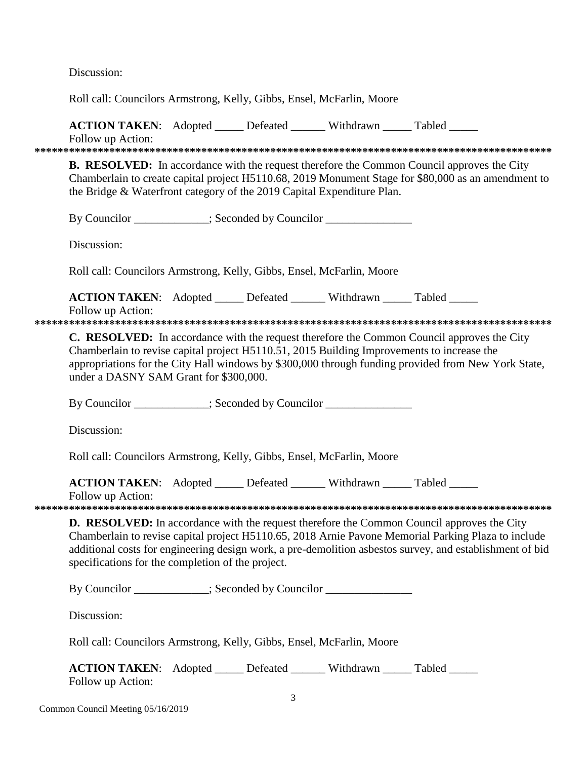Discussion:

Roll call: Councilors Armstrong, Kelly, Gibbs, Ensel, McFarlin, Moore

**ACTION TAKEN**: Adopted _____ Defeated ______ Withdrawn _____ Tabled _____
Follow up Action:

*******************************************************************************************

**B. RESOLVED:** In accordance with the request therefore the Common Council approves the City Chamberlain to create capital project H5110.68, 2019 Monument Stage for $80,000 as an amendment to the Bridge & Waterfront category of the 2019 Capital Expenditure Plan.

By Councilor _____________; Seconded by Councilor _______________

Discussion:

Roll call: Councilors Armstrong, Kelly, Gibbs, Ensel, McFarlin, Moore

**ACTION TAKEN**: Adopted _____ Defeated ______ Withdrawn _____ Tabled _____
Follow up Action:

*******************************************************************************************

**C. RESOLVED:** In accordance with the request therefore the Common Council approves the City Chamberlain to revise capital project H5110.51, 2015 Building Improvements to increase the appropriations for the City Hall windows by $300,000 through funding provided from New York State, under a DASNY SAM Grant for $300,000.

By Councilor _____________; Seconded by Councilor _______________

Discussion:

Roll call: Councilors Armstrong, Kelly, Gibbs, Ensel, McFarlin, Moore

**ACTION TAKEN**: Adopted _____ Defeated ______ Withdrawn _____ Tabled _____
Follow up Action:

*******************************************************************************************

**D. RESOLVED:** In accordance with the request therefore the Common Council approves the City Chamberlain to revise capital project H5110.65, 2018 Arnie Pavone Memorial Parking Plaza to include additional costs for engineering design work, a pre-demolition asbestos survey, and establishment of bid specifications for the completion of the project.

By Councilor _____________; Seconded by Councilor _______________

Discussion:

Roll call: Councilors Armstrong, Kelly, Gibbs, Ensel, McFarlin, Moore

**ACTION TAKEN**: Adopted _____ Defeated ______ Withdrawn _____ Tabled _____
Follow up Action: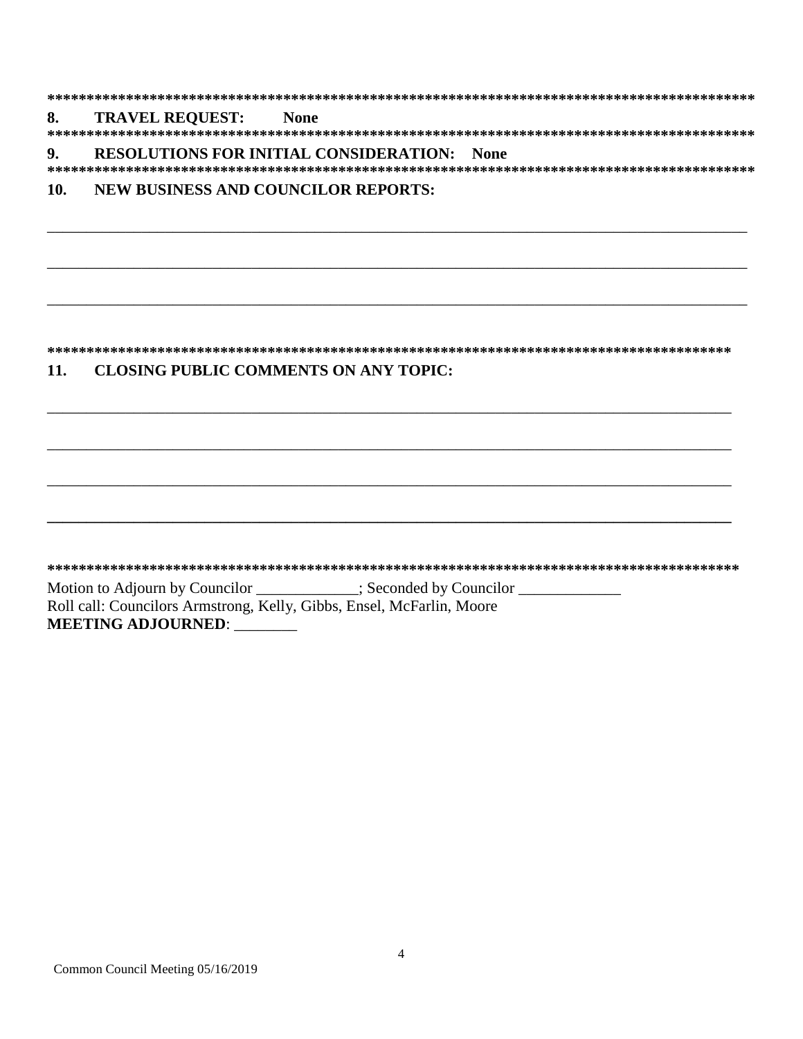*******************************************************************************************

**8. TRAVEL REQUEST: None**

*******************************************************************************************

**9. RESOLUTIONS FOR INITIAL CONSIDERATION: None**

*******************************************************************************************

**10. NEW BUSINESS AND COUNCILOR REPORTS:**

_______________________________________________________________________________________

_______________________________________________________________________________________

_______________________________________________________________________________________

*******************************************************************************************

**11. CLOSING PUBLIC COMMENTS ON ANY TOPIC:**

_______________________________________________________________________________________

_______________________________________________________________________________________

_______________________________________________________________________________________

_______________________________________________________________________________________

*******************************************************************************************

Motion to Adjourn by Councilor _____________; Seconded by Councilor _____________
Roll call: Councilors Armstrong, Kelly, Gibbs, Ensel, McFarlin, Moore
**MEETING ADJOURNED**: ________

Common Council Meeting 05/16/2019